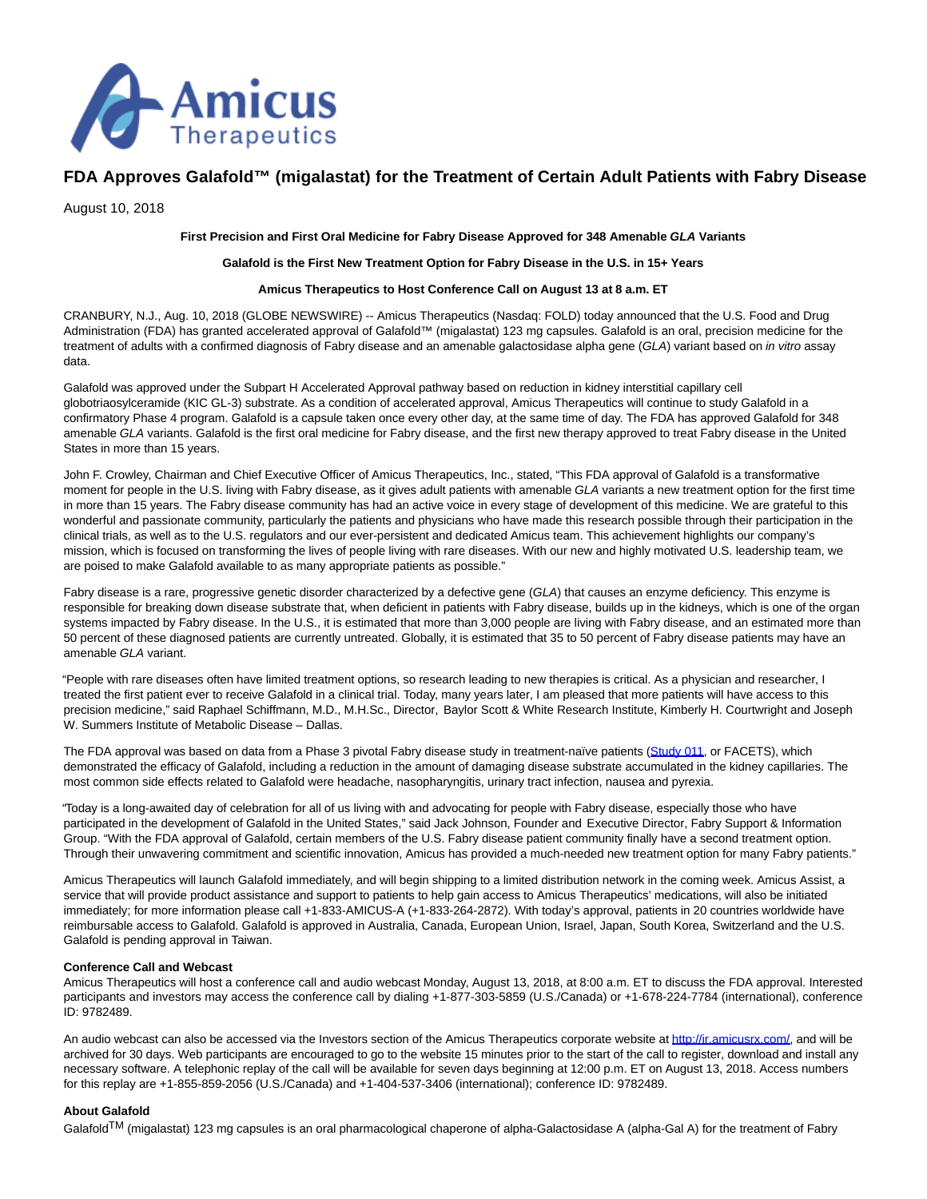# FDA Approves Galafold™ (migalastat) for the Treatment of Certain Adult Patients with Fabry Disease

August 10, 2018

**First Precision and First Oral Medicine for Fabry Disease Approved for 348 Amenable *GLA* Variants**

**Galafold is the First New Treatment Option for Fabry Disease in the U.S. in 15+ Years**

**Amicus Therapeutics to Host Conference Call on August 13 at 8 a.m. ET**

CRANBURY, N.J., Aug. 10, 2018 (GLOBE NEWSWIRE) -- Amicus Therapeutics (Nasdaq: FOLD) today announced that the U.S. Food and Drug Administration (FDA) has granted accelerated approval of Galafold™ (migalastat) 123 mg capsules. Galafold is an oral, precision medicine for the treatment of adults with a confirmed diagnosis of Fabry disease and an amenable galactosidase alpha gene (*GLA*) variant based on *in vitro* assay data.

Galafold was approved under the Subpart H Accelerated Approval pathway based on reduction in kidney interstitial capillary cell globotriaosylceramide (KIC GL-3) substrate. As a condition of accelerated approval, Amicus Therapeutics will continue to study Galafold in a confirmatory Phase 4 program. Galafold is a capsule taken once every other day, at the same time of day. The FDA has approved Galafold for 348 amenable *GLA* variants. Galafold is the first oral medicine for Fabry disease, and the first new therapy approved to treat Fabry disease in the United States in more than 15 years.

John F. Crowley, Chairman and Chief Executive Officer of Amicus Therapeutics, Inc., stated, "This FDA approval of Galafold is a transformative moment for people in the U.S. living with Fabry disease, as it gives adult patients with amenable *GLA* variants a new treatment option for the first time in more than 15 years. The Fabry disease community has had an active voice in every stage of development of this medicine. We are grateful to this wonderful and passionate community, particularly the patients and physicians who have made this research possible through their participation in the clinical trials, as well as to the U.S. regulators and our ever-persistent and dedicated Amicus team. This achievement highlights our company's mission, which is focused on transforming the lives of people living with rare diseases. With our new and highly motivated U.S. leadership team, we are poised to make Galafold available to as many appropriate patients as possible."

Fabry disease is a rare, progressive genetic disorder characterized by a defective gene (*GLA*) that causes an enzyme deficiency. This enzyme is responsible for breaking down disease substrate that, when deficient in patients with Fabry disease, builds up in the kidneys, which is one of the organ systems impacted by Fabry disease. In the U.S., it is estimated that more than 3,000 people are living with Fabry disease, and an estimated more than 50 percent of these diagnosed patients are currently untreated. Globally, it is estimated that 35 to 50 percent of Fabry disease patients may have an amenable *GLA* variant.

"People with rare diseases often have limited treatment options, so research leading to new therapies is critical. As a physician and researcher, I treated the first patient ever to receive Galafold in a clinical trial. Today, many years later, I am pleased that more patients will have access to this precision medicine," said Raphael Schiffmann, M.D., M.H.Sc., Director, Baylor Scott & White Research Institute, Kimberly H. Courtwright and Joseph W. Summers Institute of Metabolic Disease – Dallas.

The FDA approval was based on data from a Phase 3 pivotal Fabry disease study in treatment-naïve patients (Study 011, or FACETS), which demonstrated the efficacy of Galafold, including a reduction in the amount of damaging disease substrate accumulated in the kidney capillaries. The most common side effects related to Galafold were headache, nasopharyngitis, urinary tract infection, nausea and pyrexia.

"Today is a long-awaited day of celebration for all of us living with and advocating for people with Fabry disease, especially those who have participated in the development of Galafold in the United States," said Jack Johnson, Founder and Executive Director, Fabry Support & Information Group. "With the FDA approval of Galafold, certain members of the U.S. Fabry disease patient community finally have a second treatment option. Through their unwavering commitment and scientific innovation, Amicus has provided a much-needed new treatment option for many Fabry patients."

Amicus Therapeutics will launch Galafold immediately, and will begin shipping to a limited distribution network in the coming week. Amicus Assist, a service that will provide product assistance and support to patients to help gain access to Amicus Therapeutics' medications, will also be initiated immediately; for more information please call +1-833-AMICUS-A (+1-833-264-2872). With today's approval, patients in 20 countries worldwide have reimbursable access to Galafold. Galafold is approved in Australia, Canada, European Union, Israel, Japan, South Korea, Switzerland and the U.S. Galafold is pending approval in Taiwan.

**Conference Call and Webcast**
Amicus Therapeutics will host a conference call and audio webcast Monday, August 13, 2018, at 8:00 a.m. ET to discuss the FDA approval. Interested participants and investors may access the conference call by dialing +1-877-303-5859 (U.S./Canada) or +1-678-224-7784 (international), conference ID: 9782489.

An audio webcast can also be accessed via the Investors section of the Amicus Therapeutics corporate website at http://ir.amicusrx.com/, and will be archived for 30 days. Web participants are encouraged to go to the website 15 minutes prior to the start of the call to register, download and install any necessary software. A telephonic replay of the call will be available for seven days beginning at 12:00 p.m. ET on August 13, 2018. Access numbers for this replay are +1-855-859-2056 (U.S./Canada) and +1-404-537-3406 (international); conference ID: 9782489.

**About Galafold**
Galafold™ (migalastat) 123 mg capsules is an oral pharmacological chaperone of alpha-Galactosidase A (alpha-Gal A) for the treatment of Fabry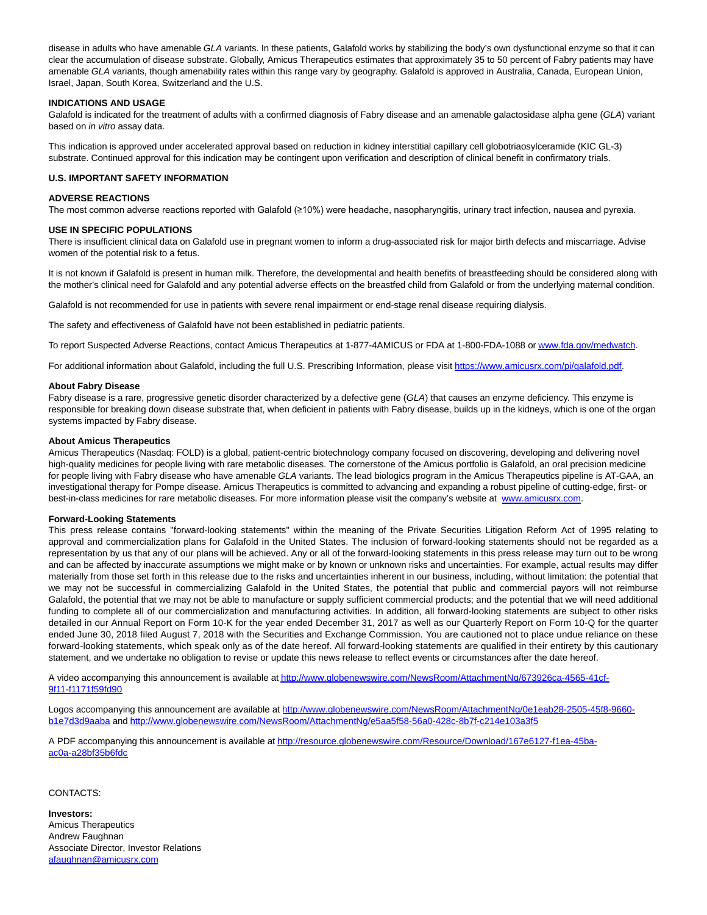disease in adults who have amenable *GLA* variants. In these patients, Galafold works by stabilizing the body's own dysfunctional enzyme so that it can clear the accumulation of disease substrate. Globally, Amicus Therapeutics estimates that approximately 35 to 50 percent of Fabry patients may have amenable *GLA* variants, though amenability rates within this range vary by geography. Galafold is approved in Australia, Canada, European Union, Israel, Japan, South Korea, Switzerland and the U.S.

**INDICATIONS AND USAGE**

Galafold is indicated for the treatment of adults with a confirmed diagnosis of Fabry disease and an amenable galactosidase alpha gene (*GLA*) variant based on *in vitro* assay data.

This indication is approved under accelerated approval based on reduction in kidney interstitial capillary cell globotriaosylceramide (KIC GL-3) substrate. Continued approval for this indication may be contingent upon verification and description of clinical benefit in confirmatory trials.

**U.S. IMPORTANT SAFETY INFORMATION**

**ADVERSE REACTIONS**

The most common adverse reactions reported with Galafold (≥10%) were headache, nasopharyngitis, urinary tract infection, nausea and pyrexia.

**USE IN SPECIFIC POPULATIONS**

There is insufficient clinical data on Galafold use in pregnant women to inform a drug-associated risk for major birth defects and miscarriage. Advise women of the potential risk to a fetus.

It is not known if Galafold is present in human milk. Therefore, the developmental and health benefits of breastfeeding should be considered along with the mother's clinical need for Galafold and any potential adverse effects on the breastfed child from Galafold or from the underlying maternal condition.

Galafold is not recommended for use in patients with severe renal impairment or end-stage renal disease requiring dialysis.

The safety and effectiveness of Galafold have not been established in pediatric patients.

To report Suspected Adverse Reactions, contact Amicus Therapeutics at 1-877-4AMICUS or FDA at 1-800-FDA-1088 or [www.fda.gov/medwatch](www.fda.gov/medwatch).

For additional information about Galafold, including the full U.S. Prescribing Information, please visit [https://www.amicusrx.com/pi/galafold.pdf](https://www.amicusrx.com/pi/galafold.pdf).

**About Fabry Disease**

Fabry disease is a rare, progressive genetic disorder characterized by a defective gene (*GLA*) that causes an enzyme deficiency. This enzyme is responsible for breaking down disease substrate that, when deficient in patients with Fabry disease, builds up in the kidneys, which is one of the organ systems impacted by Fabry disease.

**About Amicus Therapeutics**

Amicus Therapeutics (Nasdaq: FOLD) is a global, patient-centric biotechnology company focused on discovering, developing and delivering novel high-quality medicines for people living with rare metabolic diseases. The cornerstone of the Amicus portfolio is Galafold, an oral precision medicine for people living with Fabry disease who have amenable *GLA* variants. The lead biologics program in the Amicus Therapeutics pipeline is AT-GAA, an investigational therapy for Pompe disease. Amicus Therapeutics is committed to advancing and expanding a robust pipeline of cutting-edge, first- or best-in-class medicines for rare metabolic diseases. For more information please visit the company's website at [www.amicusrx.com](www.amicusrx.com).

**Forward-Looking Statements**

This press release contains "forward-looking statements" within the meaning of the Private Securities Litigation Reform Act of 1995 relating to approval and commercialization plans for Galafold in the United States. The inclusion of forward-looking statements should not be regarded as a representation by us that any of our plans will be achieved. Any or all of the forward-looking statements in this press release may turn out to be wrong and can be affected by inaccurate assumptions we might make or by known or unknown risks and uncertainties. For example, actual results may differ materially from those set forth in this release due to the risks and uncertainties inherent in our business, including, without limitation: the potential that we may not be successful in commercializing Galafold in the United States, the potential that public and commercial payors will not reimburse Galafold, the potential that we may not be able to manufacture or supply sufficient commercial products; and the potential that we will need additional funding to complete all of our commercialization and manufacturing activities. In addition, all forward-looking statements are subject to other risks detailed in our Annual Report on Form 10-K for the year ended December 31, 2017 as well as our Quarterly Report on Form 10-Q for the quarter ended June 30, 2018 filed August 7, 2018 with the Securities and Exchange Commission. You are cautioned not to place undue reliance on these forward-looking statements, which speak only as of the date hereof. All forward-looking statements are qualified in their entirety by this cautionary statement, and we undertake no obligation to revise or update this news release to reflect events or circumstances after the date hereof.

A video accompanying this announcement is available at [http://www.globenewswire.com/NewsRoom/AttachmentNg/673926ca-4565-41cf-9f11-f1171f59fd90](http://www.globenewswire.com/NewsRoom/AttachmentNg/673926ca-4565-41cf-9f11-f1171f59fd90)

Logos accompanying this announcement are available at [http://www.globenewswire.com/NewsRoom/AttachmentNg/0e1eab28-2505-45f8-9660-b1e7d3d9aaba](http://www.globenewswire.com/NewsRoom/AttachmentNg/0e1eab28-2505-45f8-9660-b1e7d3d9aaba) and [http://www.globenewswire.com/NewsRoom/AttachmentNg/e5aa5f58-56a0-428c-8b7f-c214e103a3f5](http://www.globenewswire.com/NewsRoom/AttachmentNg/e5aa5f58-56a0-428c-8b7f-c214e103a3f5)

A PDF accompanying this announcement is available at [http://resource.globenewswire.com/Resource/Download/167e6127-f1ea-45ba-ac0a-a28bf35b6fdc](http://resource.globenewswire.com/Resource/Download/167e6127-f1ea-45ba-ac0a-a28bf35b6fdc)

CONTACTS:

**Investors:**
Amicus Therapeutics
Andrew Faughnan
Associate Director, Investor Relations
[afaughnan@amicusrx.com](mailto:afaughnan@amicusrx.com)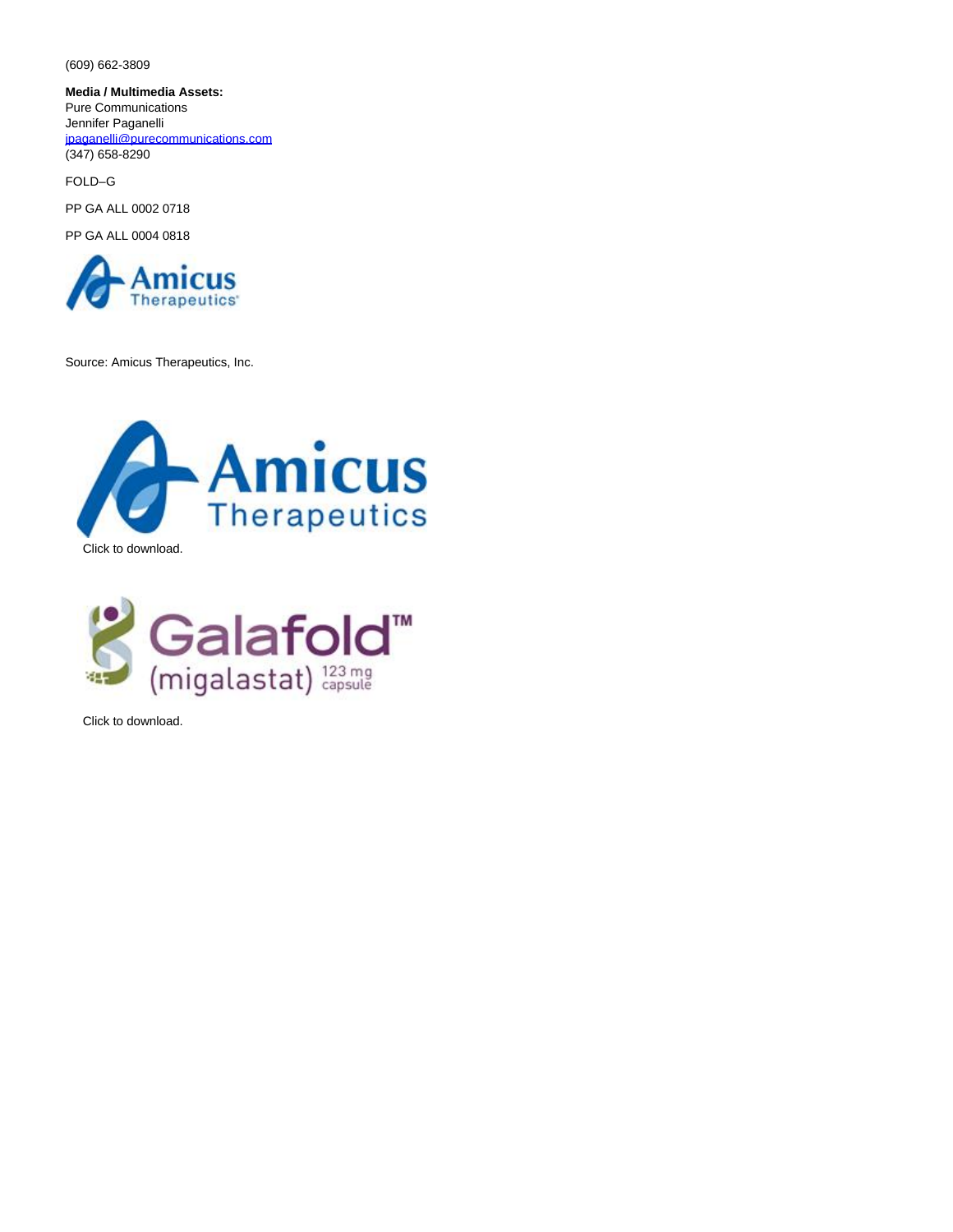(609) 662-3809

**Media / Multimedia Assets:**
Pure Communications
Jennifer Paganelli
jpaganelli@purecommunications.com
(347) 658-8290

FOLD–G

PP GA ALL 0002 0718

PP GA ALL 0004 0818

Source: Amicus Therapeutics, Inc.

Click to download.

Click to download.